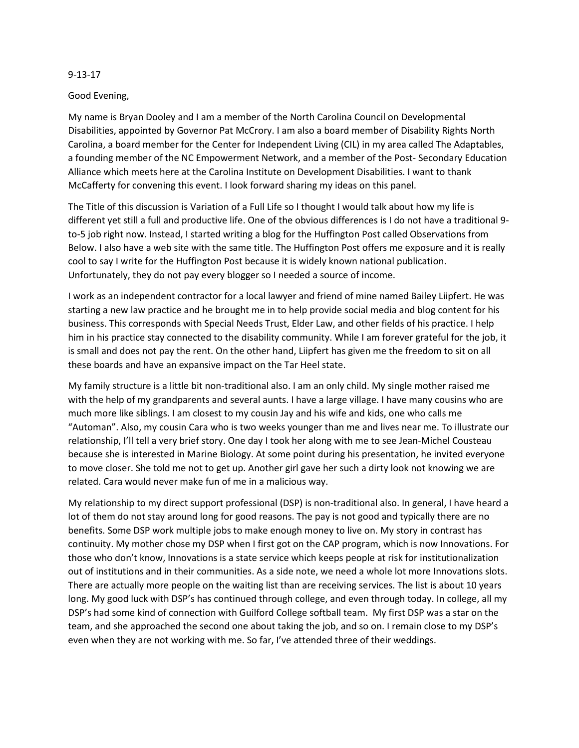9-13-17

Good Evening,

My name is Bryan Dooley and I am a member of the North Carolina Council on Developmental Disabilities, appointed by Governor Pat McCrory. I am also a board member of Disability Rights North Carolina, a board member for the Center for Independent Living (CIL) in my area called The Adaptables, a founding member of the NC Empowerment Network, and a member of the Post- Secondary Education Alliance which meets here at the Carolina Institute on Development Disabilities. I want to thank McCafferty for convening this event. I look forward sharing my ideas on this panel.

The Title of this discussion is Variation of a Full Life so I thought I would talk about how my life is different yet still a full and productive life. One of the obvious differences is I do not have a traditional 9-to-5 job right now. Instead, I started writing a blog for the Huffington Post called Observations from Below. I also have a web site with the same title. The Huffington Post offers me exposure and it is really cool to say I write for the Huffington Post because it is widely known national publication. Unfortunately, they do not pay every blogger so I needed a source of income.

I work as an independent contractor for a local lawyer and friend of mine named Bailey Liipfert. He was starting a new law practice and he brought me in to help provide social media and blog content for his business. This corresponds with Special Needs Trust, Elder Law, and other fields of his practice. I help him in his practice stay connected to the disability community. While I am forever grateful for the job, it is small and does not pay the rent. On the other hand, Liipfert has given me the freedom to sit on all these boards and have an expansive impact on the Tar Heel state.

My family structure is a little bit non-traditional also. I am an only child. My single mother raised me with the help of my grandparents and several aunts. I have a large village. I have many cousins who are much more like siblings. I am closest to my cousin Jay and his wife and kids, one who calls me "Automan". Also, my cousin Cara who is two weeks younger than me and lives near me. To illustrate our relationship, I'll tell a very brief story. One day I took her along with me to see Jean-Michel Cousteau because she is interested in Marine Biology. At some point during his presentation, he invited everyone to move closer. She told me not to get up. Another girl gave her such a dirty look not knowing we are related. Cara would never make fun of me in a malicious way.

My relationship to my direct support professional (DSP) is non-traditional also. In general, I have heard a lot of them do not stay around long for good reasons. The pay is not good and typically there are no benefits. Some DSP work multiple jobs to make enough money to live on. My story in contrast has continuity. My mother chose my DSP when I first got on the CAP program, which is now Innovations. For those who don't know, Innovations is a state service which keeps people at risk for institutionalization out of institutions and in their communities. As a side note, we need a whole lot more Innovations slots. There are actually more people on the waiting list than are receiving services. The list is about 10 years long. My good luck with DSP's has continued through college, and even through today. In college, all my DSP's had some kind of connection with Guilford College softball team. My first DSP was a star on the team, and she approached the second one about taking the job, and so on. I remain close to my DSP's even when they are not working with me. So far, I've attended three of their weddings.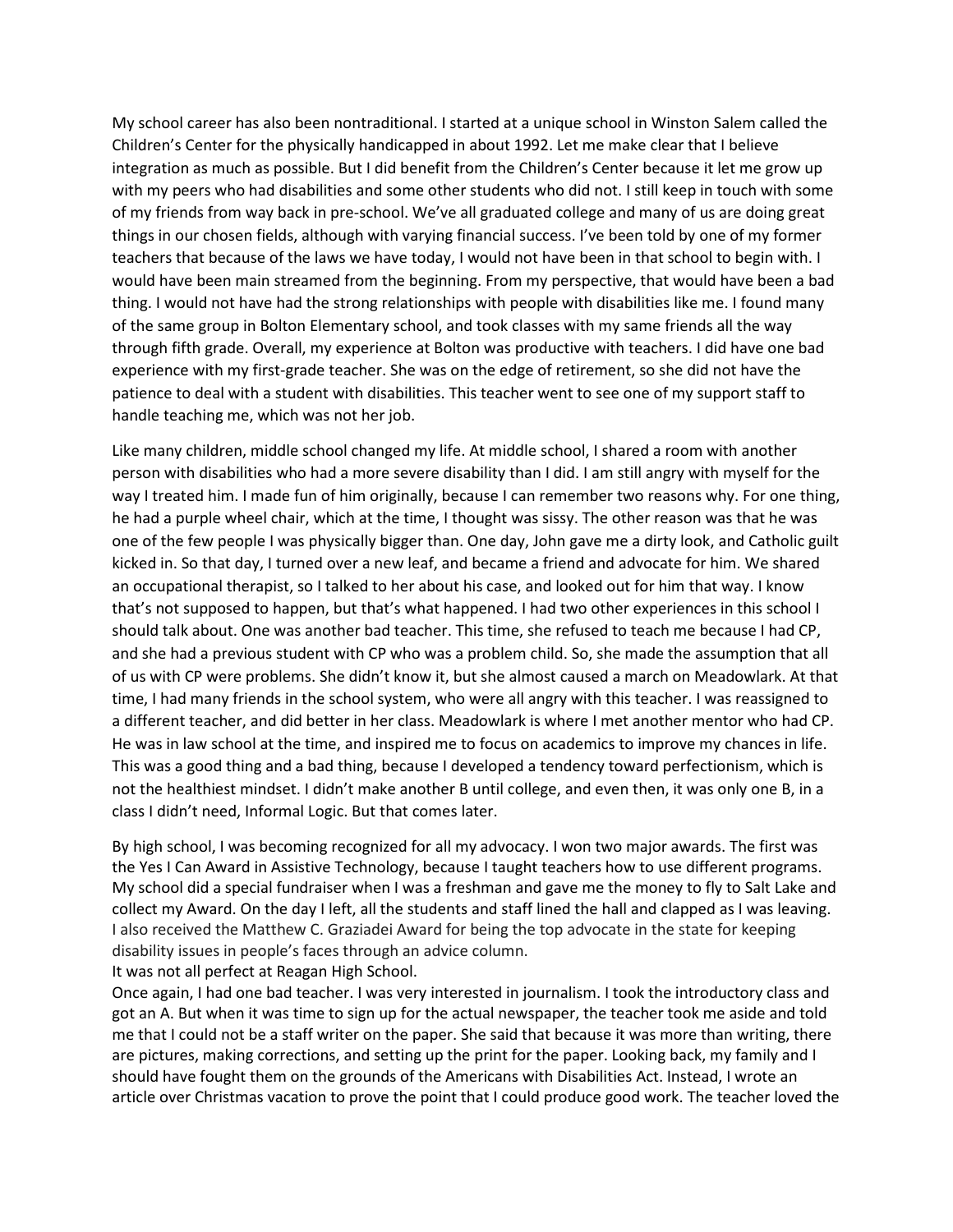My school career has also been nontraditional. I started at a unique school in Winston Salem called the Children's Center for the physically handicapped in about 1992. Let me make clear that I believe integration as much as possible. But I did benefit from the Children's Center because it let me grow up with my peers who had disabilities and some other students who did not. I still keep in touch with some of my friends from way back in pre-school. We've all graduated college and many of us are doing great things in our chosen fields, although with varying financial success. I've been told by one of my former teachers that because of the laws we have today, I would not have been in that school to begin with. I would have been main streamed from the beginning. From my perspective, that would have been a bad thing. I would not have had the strong relationships with people with disabilities like me. I found many of the same group in Bolton Elementary school, and took classes with my same friends all the way through fifth grade. Overall, my experience at Bolton was productive with teachers. I did have one bad experience with my first-grade teacher. She was on the edge of retirement, so she did not have the patience to deal with a student with disabilities. This teacher went to see one of my support staff to handle teaching me, which was not her job.

Like many children, middle school changed my life. At middle school, I shared a room with another person with disabilities who had a more severe disability than I did. I am still angry with myself for the way I treated him. I made fun of him originally, because I can remember two reasons why. For one thing, he had a purple wheel chair, which at the time, I thought was sissy. The other reason was that he was one of the few people I was physically bigger than. One day, John gave me a dirty look, and Catholic guilt kicked in. So that day, I turned over a new leaf, and became a friend and advocate for him. We shared an occupational therapist, so I talked to her about his case, and looked out for him that way. I know that's not supposed to happen, but that's what happened. I had two other experiences in this school I should talk about. One was another bad teacher. This time, she refused to teach me because I had CP, and she had a previous student with CP who was a problem child. So, she made the assumption that all of us with CP were problems. She didn't know it, but she almost caused a march on Meadowlark. At that time, I had many friends in the school system, who were all angry with this teacher. I was reassigned to a different teacher, and did better in her class. Meadowlark is where I met another mentor who had CP. He was in law school at the time, and inspired me to focus on academics to improve my chances in life. This was a good thing and a bad thing, because I developed a tendency toward perfectionism, which is not the healthiest mindset. I didn't make another B until college, and even then, it was only one B, in a class I didn't need, Informal Logic. But that comes later.

By high school, I was becoming recognized for all my advocacy. I won two major awards. The first was the Yes I Can Award in Assistive Technology, because I taught teachers how to use different programs. My school did a special fundraiser when I was a freshman and gave me the money to fly to Salt Lake and collect my Award. On the day I left, all the students and staff lined the hall and clapped as I was leaving. I also received the Matthew C. Graziadei Award for being the top advocate in the state for keeping disability issues in people's faces through an advice column.

It was not all perfect at Reagan High School.

Once again, I had one bad teacher. I was very interested in journalism. I took the introductory class and got an A. But when it was time to sign up for the actual newspaper, the teacher took me aside and told me that I could not be a staff writer on the paper. She said that because it was more than writing, there are pictures, making corrections, and setting up the print for the paper. Looking back, my family and I should have fought them on the grounds of the Americans with Disabilities Act. Instead, I wrote an article over Christmas vacation to prove the point that I could produce good work. The teacher loved the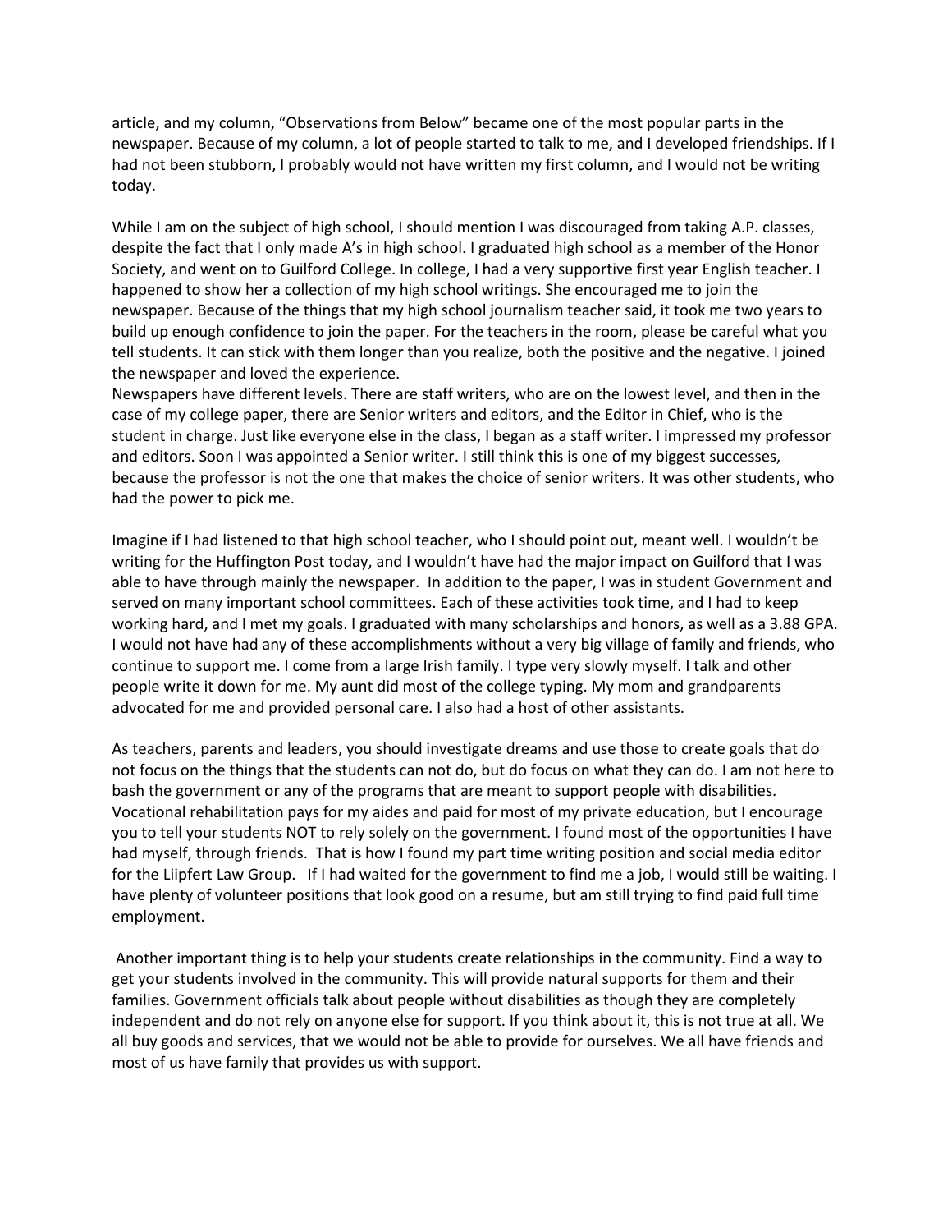article, and my column, "Observations from Below" became one of the most popular parts in the newspaper. Because of my column, a lot of people started to talk to me, and I developed friendships. If I had not been stubborn, I probably would not have written my first column, and I would not be writing today.

While I am on the subject of high school, I should mention I was discouraged from taking A.P. classes, despite the fact that I only made A's in high school. I graduated high school as a member of the Honor Society, and went on to Guilford College. In college, I had a very supportive first year English teacher. I happened to show her a collection of my high school writings. She encouraged me to join the newspaper. Because of the things that my high school journalism teacher said, it took me two years to build up enough confidence to join the paper. For the teachers in the room, please be careful what you tell students. It can stick with them longer than you realize, both the positive and the negative. I joined the newspaper and loved the experience.

Newspapers have different levels. There are staff writers, who are on the lowest level, and then in the case of my college paper, there are Senior writers and editors, and the Editor in Chief, who is the student in charge. Just like everyone else in the class, I began as a staff writer. I impressed my professor and editors. Soon I was appointed a Senior writer. I still think this is one of my biggest successes, because the professor is not the one that makes the choice of senior writers. It was other students, who had the power to pick me.

Imagine if I had listened to that high school teacher, who I should point out, meant well. I wouldn't be writing for the Huffington Post today, and I wouldn't have had the major impact on Guilford that I was able to have through mainly the newspaper. In addition to the paper, I was in student Government and served on many important school committees. Each of these activities took time, and I had to keep working hard, and I met my goals. I graduated with many scholarships and honors, as well as a 3.88 GPA. I would not have had any of these accomplishments without a very big village of family and friends, who continue to support me. I come from a large Irish family. I type very slowly myself. I talk and other people write it down for me. My aunt did most of the college typing. My mom and grandparents advocated for me and provided personal care. I also had a host of other assistants.

As teachers, parents and leaders, you should investigate dreams and use those to create goals that do not focus on the things that the students can not do, but do focus on what they can do. I am not here to bash the government or any of the programs that are meant to support people with disabilities. Vocational rehabilitation pays for my aides and paid for most of my private education, but I encourage you to tell your students NOT to rely solely on the government. I found most of the opportunities I have had myself, through friends. That is how I found my part time writing position and social media editor for the Liipfert Law Group. If I had waited for the government to find me a job, I would still be waiting. I have plenty of volunteer positions that look good on a resume, but am still trying to find paid full time employment.

Another important thing is to help your students create relationships in the community. Find a way to get your students involved in the community. This will provide natural supports for them and their families. Government officials talk about people without disabilities as though they are completely independent and do not rely on anyone else for support. If you think about it, this is not true at all. We all buy goods and services, that we would not be able to provide for ourselves. We all have friends and most of us have family that provides us with support.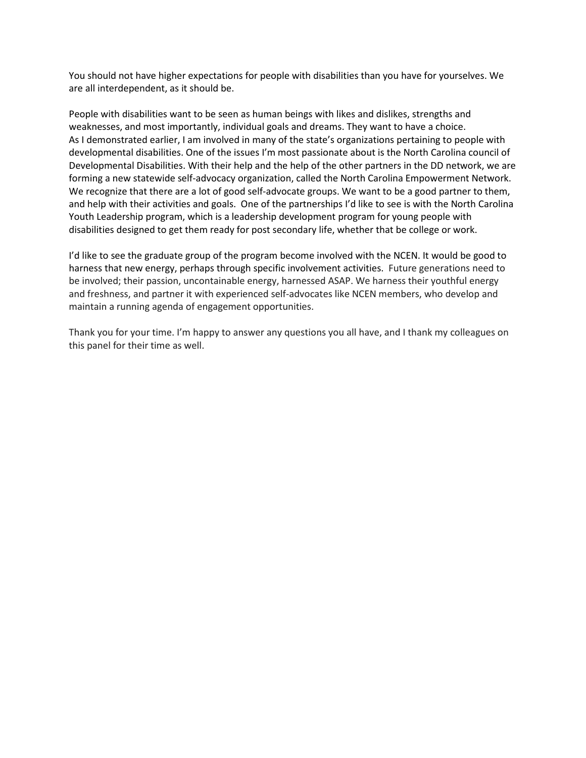You should not have higher expectations for people with disabilities than you have for yourselves. We are all interdependent, as it should be.

People with disabilities want to be seen as human beings with likes and dislikes, strengths and weaknesses, and most importantly, individual goals and dreams. They want to have a choice.
As I demonstrated earlier, I am involved in many of the state's organizations pertaining to people with developmental disabilities. One of the issues I'm most passionate about is the North Carolina council of Developmental Disabilities. With their help and the help of the other partners in the DD network, we are forming a new statewide self-advocacy organization, called the North Carolina Empowerment Network. We recognize that there are a lot of good self-advocate groups. We want to be a good partner to them, and help with their activities and goals. One of the partnerships I'd like to see is with the North Carolina Youth Leadership program, which is a leadership development program for young people with disabilities designed to get them ready for post secondary life, whether that be college or work.

I'd like to see the graduate group of the program become involved with the NCEN. It would be good to harness that new energy, perhaps through specific involvement activities. Future generations need to be involved; their passion, uncontainable energy, harnessed ASAP. We harness their youthful energy and freshness, and partner it with experienced self-advocates like NCEN members, who develop and maintain a running agenda of engagement opportunities.

Thank you for your time. I'm happy to answer any questions you all have, and I thank my colleagues on this panel for their time as well.